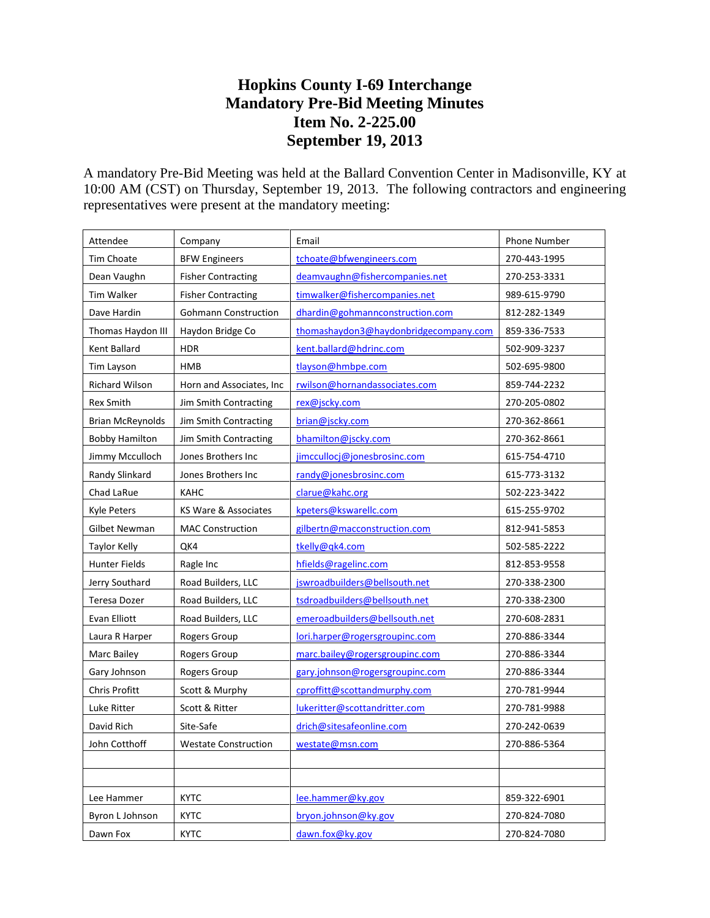# Hopkins County I-69 Interchange
# Mandatory Pre-Bid Meeting Minutes
# Item No. 2-225.00
# September 19, 2013

A mandatory Pre-Bid Meeting was held at the Ballard Convention Center in Madisonville, KY at 10:00 AM (CST) on Thursday, September 19, 2013. The following contractors and engineering representatives were present at the mandatory meeting:

| Attendee | Company | Email | Phone Number |
|---|---|---|---|
| Tim Choate | BFW Engineers | tchoate@bfwengineers.com | 270-443-1995 |
| Dean Vaughn | Fisher Contracting | deamvaughn@fishercompanies.net | 270-253-3331 |
| Tim Walker | Fisher Contracting | timwalker@fishercompanies.net | 989-615-9790 |
| Dave Hardin | Gohmann Construction | dhardin@gohmannconstruction.com | 812-282-1349 |
| Thomas Haydon III | Haydon Bridge Co | thomashaydon3@haydonbridgecompany.com | 859-336-7533 |
| Kent Ballard | HDR | kent.ballard@hdrinc.com | 502-909-3237 |
| Tim Layson | HMB | tlayson@hmbpe.com | 502-695-9800 |
| Richard Wilson | Horn and Associates, Inc | rwilson@hornandassociates.com | 859-744-2232 |
| Rex Smith | Jim Smith Contracting | rex@jscky.com | 270-205-0802 |
| Brian McReynolds | Jim Smith Contracting | brian@jscky.com | 270-362-8661 |
| Bobby Hamilton | Jim Smith Contracting | bhamilton@jscky.com | 270-362-8661 |
| Jimmy Mcculloch | Jones Brothers Inc | jimccullocj@jonesbrosinc.com | 615-754-4710 |
| Randy Slinkard | Jones Brothers Inc | randy@jonesbrosinc.com | 615-773-3132 |
| Chad LaRue | KAHC | clarue@kahc.org | 502-223-3422 |
| Kyle Peters | KS Ware & Associates | kpeters@kswarellc.com | 615-255-9702 |
| Gilbet Newman | MAC Construction | gilbertn@macconstruction.com | 812-941-5853 |
| Taylor Kelly | QK4 | tkelly@qk4.com | 502-585-2222 |
| Hunter Fields | Ragle Inc | hfields@raglelinc.com | 812-853-9558 |
| Jerry Southard | Road Builders, LLC | jswroadbuilders@bellsouth.net | 270-338-2300 |
| Teresa Dozer | Road Builders, LLC | tsdroadbuilders@bellsouth.net | 270-338-2300 |
| Evan Elliott | Road Builders, LLC | emeroadbuilders@bellsouth.net | 270-608-2831 |
| Laura R Harper | Rogers Group | lori.harper@rogersgroupinc.com | 270-886-3344 |
| Marc Bailey | Rogers Group | marc.bailey@rogersgroupinc.com | 270-886-3344 |
| Gary Johnson | Rogers Group | gary.johnson@rogersgroupinc.com | 270-886-3344 |
| Chris Profitt | Scott & Murphy | cproffitt@scottandmurphy.com | 270-781-9944 |
| Luke Ritter | Scott & Ritter | lukeritter@scottandritter.com | 270-781-9988 |
| David Rich | Site-Safe | drich@sitesafeonline.com | 270-242-0639 |
| John Cotthoff | Westate Construction | westate@msn.com | 270-886-5364 |
| | | | |
| | | | |
| Lee Hammer | KYTC | lee.hammer@ky.gov | 859-322-6901 |
| Byron L Johnson | KYTC | bryon.johnson@ky.gov | 270-824-7080 |
| Dawn Fox | KYTC | dawn.fox@ky.gov | 270-824-7080 |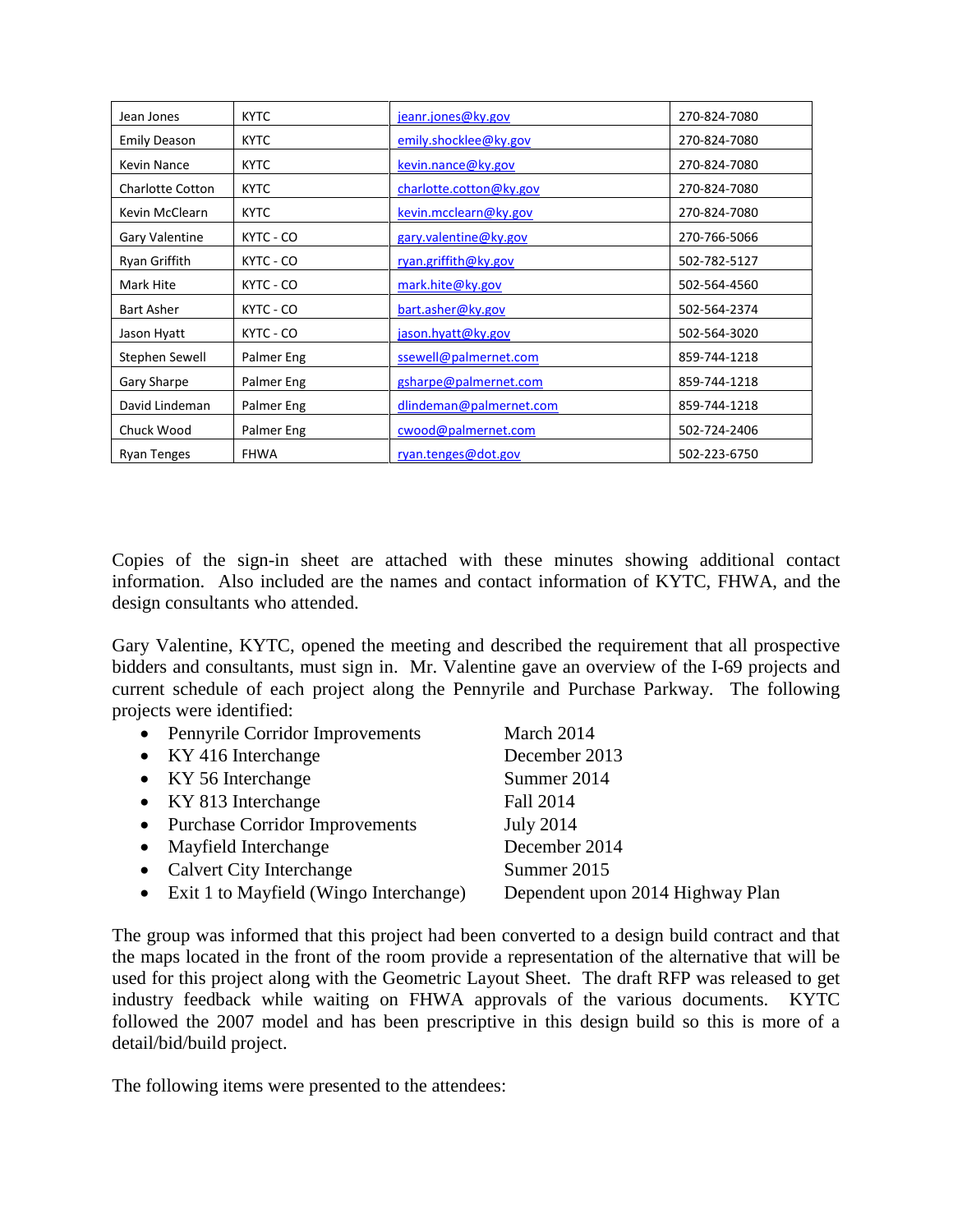| Jean Jones | KYTC | jeanr.jones@ky.gov | 270-824-7080 |
|---|---|---|---|
| Emily Deason | KYTC | emily.shocklee@ky.gov | 270-824-7080 |
| Kevin Nance | KYTC | kevin.nance@ky.gov | 270-824-7080 |
| Charlotte Cotton | KYTC | charlotte.cotton@ky.gov | 270-824-7080 |
| Kevin McClearn | KYTC | kevin.mcclearn@ky.gov | 270-824-7080 |
| Gary Valentine | KYTC - CO | gary.valentine@ky.gov | 270-766-5066 |
| Ryan Griffith | KYTC - CO | ryan.griffith@ky.gov | 502-782-5127 |
| Mark Hite | KYTC - CO | mark.hite@ky.gov | 502-564-4560 |
| Bart Asher | KYTC - CO | bart.asher@ky.gov | 502-564-2374 |
| Jason Hyatt | KYTC - CO | jason.hyatt@ky.gov | 502-564-3020 |
| Stephen Sewell | Palmer Eng | ssewell@palmernet.com | 859-744-1218 |
| Gary Sharpe | Palmer Eng | gsharpe@palmernet.com | 859-744-1218 |
| David Lindeman | Palmer Eng | dlindeman@palmernet.com | 859-744-1218 |
| Chuck Wood | Palmer Eng | cwood@palmernet.com | 502-724-2406 |
| Ryan Tenges | FHWA | ryan.tenges@dot.gov | 502-223-6750 |

Copies of the sign-in sheet are attached with these minutes showing additional contact information. Also included are the names and contact information of KYTC, FHWA, and the design consultants who attended.

Gary Valentine, KYTC, opened the meeting and described the requirement that all prospective bidders and consultants, must sign in. Mr. Valentine gave an overview of the I-69 projects and current schedule of each project along the Pennyrile and Purchase Parkway. The following projects were identified:

- Pennyrile Corridor Improvements — March 2014
- KY 416 Interchange — December 2013
- KY 56 Interchange — Summer 2014
- KY 813 Interchange — Fall 2014
- Purchase Corridor Improvements — July 2014
- Mayfield Interchange — December 2014
- Calvert City Interchange — Summer 2015
- Exit 1 to Mayfield (Wingo Interchange) — Dependent upon 2014 Highway Plan

The group was informed that this project had been converted to a design build contract and that the maps located in the front of the room provide a representation of the alternative that will be used for this project along with the Geometric Layout Sheet. The draft RFP was released to get industry feedback while waiting on FHWA approvals of the various documents. KYTC followed the 2007 model and has been prescriptive in this design build so this is more of a detail/bid/build project.

The following items were presented to the attendees: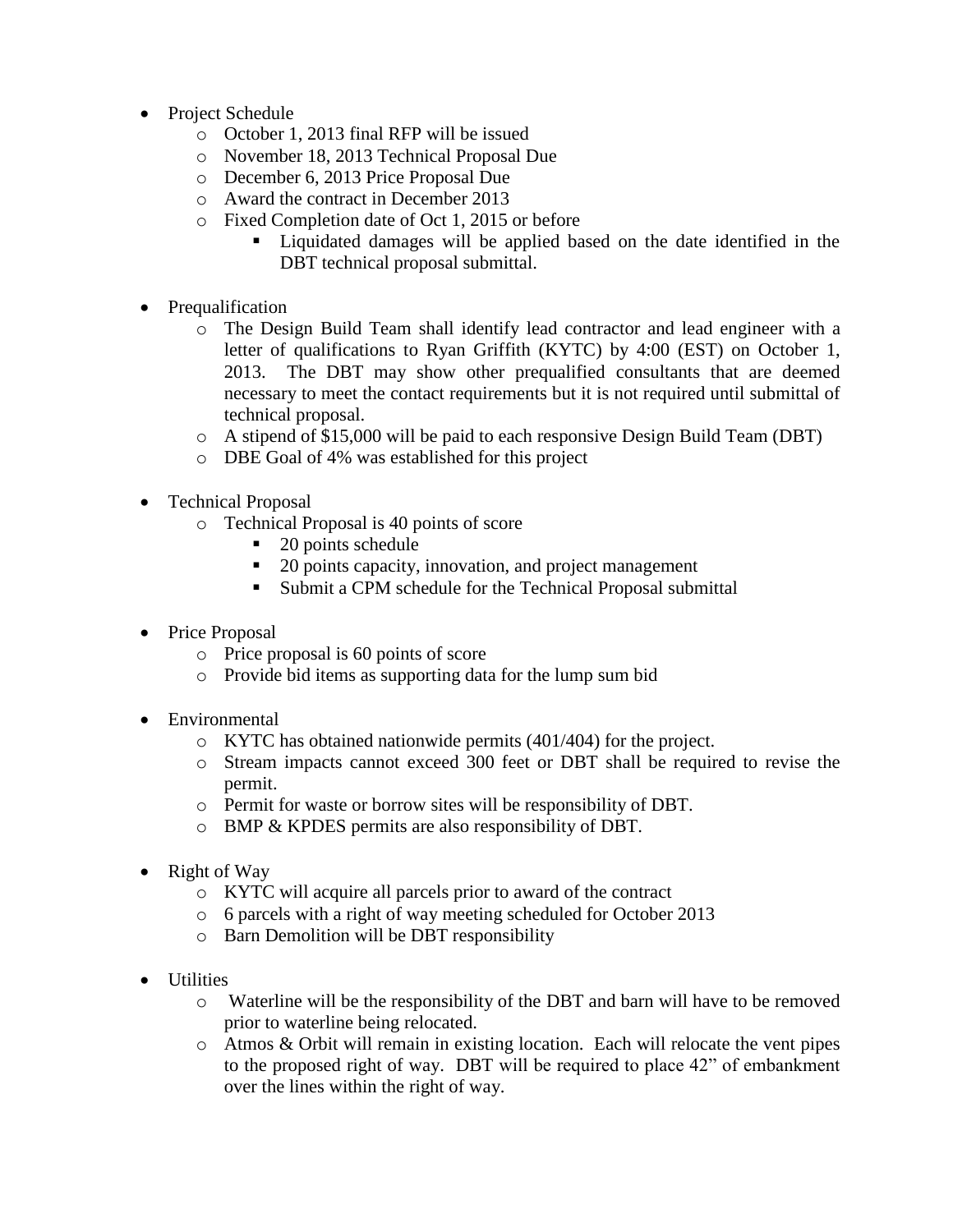- Project Schedule
  - October 1, 2013 final RFP will be issued
  - November 18, 2013 Technical Proposal Due
  - December 6, 2013 Price Proposal Due
  - Award the contract in December 2013
  - Fixed Completion date of Oct 1, 2015 or before
    - Liquidated damages will be applied based on the date identified in the DBT technical proposal submittal.

- Prequalification
  - The Design Build Team shall identify lead contractor and lead engineer with a letter of qualifications to Ryan Griffith (KYTC) by 4:00 (EST) on October 1, 2013. The DBT may show other prequalified consultants that are deemed necessary to meet the contact requirements but it is not required until submittal of technical proposal.
  - A stipend of $15,000 will be paid to each responsive Design Build Team (DBT)
  - DBE Goal of 4% was established for this project

- Technical Proposal
  - Technical Proposal is 40 points of score
    - 20 points schedule
    - 20 points capacity, innovation, and project management
    - Submit a CPM schedule for the Technical Proposal submittal

- Price Proposal
  - Price proposal is 60 points of score
  - Provide bid items as supporting data for the lump sum bid

- Environmental
  - KYTC has obtained nationwide permits (401/404) for the project.
  - Stream impacts cannot exceed 300 feet or DBT shall be required to revise the permit.
  - Permit for waste or borrow sites will be responsibility of DBT.
  - BMP & KPDES permits are also responsibility of DBT.

- Right of Way
  - KYTC will acquire all parcels prior to award of the contract
  - 6 parcels with a right of way meeting scheduled for October 2013
  - Barn Demolition will be DBT responsibility

- Utilities
  - Waterline will be the responsibility of the DBT and barn will have to be removed prior to waterline being relocated.
  - Atmos & Orbit will remain in existing location. Each will relocate the vent pipes to the proposed right of way. DBT will be required to place 42" of embankment over the lines within the right of way.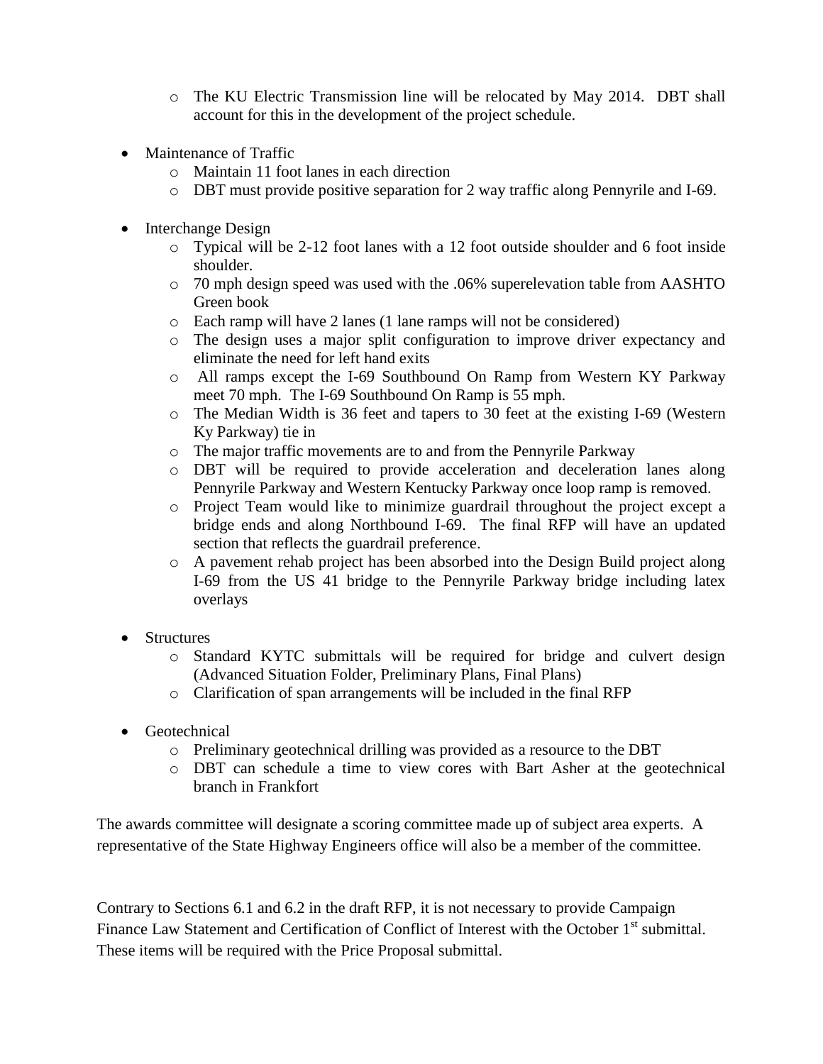- The KU Electric Transmission line will be relocated by May 2014. DBT shall account for this in the development of the project schedule.

- Maintenance of Traffic
  - Maintain 11 foot lanes in each direction
  - DBT must provide positive separation for 2 way traffic along Pennyrile and I-69.

- Interchange Design
  - Typical will be 2-12 foot lanes with a 12 foot outside shoulder and 6 foot inside shoulder.
  - 70 mph design speed was used with the .06% superelevation table from AASHTO Green book
  - Each ramp will have 2 lanes (1 lane ramps will not be considered)
  - The design uses a major split configuration to improve driver expectancy and eliminate the need for left hand exits
  - All ramps except the I-69 Southbound On Ramp from Western KY Parkway meet 70 mph. The I-69 Southbound On Ramp is 55 mph.
  - The Median Width is 36 feet and tapers to 30 feet at the existing I-69 (Western Ky Parkway) tie in
  - The major traffic movements are to and from the Pennyrile Parkway
  - DBT will be required to provide acceleration and deceleration lanes along Pennyrile Parkway and Western Kentucky Parkway once loop ramp is removed.
  - Project Team would like to minimize guardrail throughout the project except a bridge ends and along Northbound I-69. The final RFP will have an updated section that reflects the guardrail preference.
  - A pavement rehab project has been absorbed into the Design Build project along I-69 from the US 41 bridge to the Pennyrile Parkway bridge including latex overlays

- Structures
  - Standard KYTC submittals will be required for bridge and culvert design (Advanced Situation Folder, Preliminary Plans, Final Plans)
  - Clarification of span arrangements will be included in the final RFP

- Geotechnical
  - Preliminary geotechnical drilling was provided as a resource to the DBT
  - DBT can schedule a time to view cores with Bart Asher at the geotechnical branch in Frankfort

The awards committee will designate a scoring committee made up of subject area experts. A representative of the State Highway Engineers office will also be a member of the committee.

Contrary to Sections 6.1 and 6.2 in the draft RFP, it is not necessary to provide Campaign Finance Law Statement and Certification of Conflict of Interest with the October 1st submittal. These items will be required with the Price Proposal submittal.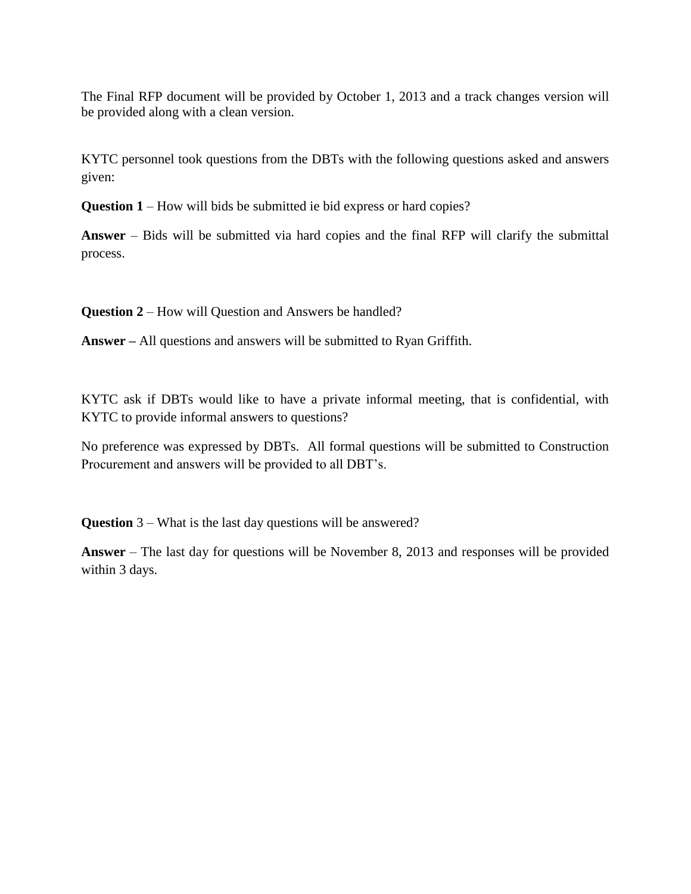The Final RFP document will be provided by October 1, 2013 and a track changes version will be provided along with a clean version.

KYTC personnel took questions from the DBTs with the following questions asked and answers given:

**Question 1** – How will bids be submitted ie bid express or hard copies?

**Answer** – Bids will be submitted via hard copies and the final RFP will clarify the submittal process.

**Question 2** – How will Question and Answers be handled?

**Answer –** All questions and answers will be submitted to Ryan Griffith.

KYTC ask if DBTs would like to have a private informal meeting, that is confidential, with KYTC to provide informal answers to questions?

No preference was expressed by DBTs. All formal questions will be submitted to Construction Procurement and answers will be provided to all DBT's.

**Question** 3 – What is the last day questions will be answered?

**Answer** – The last day for questions will be November 8, 2013 and responses will be provided within 3 days.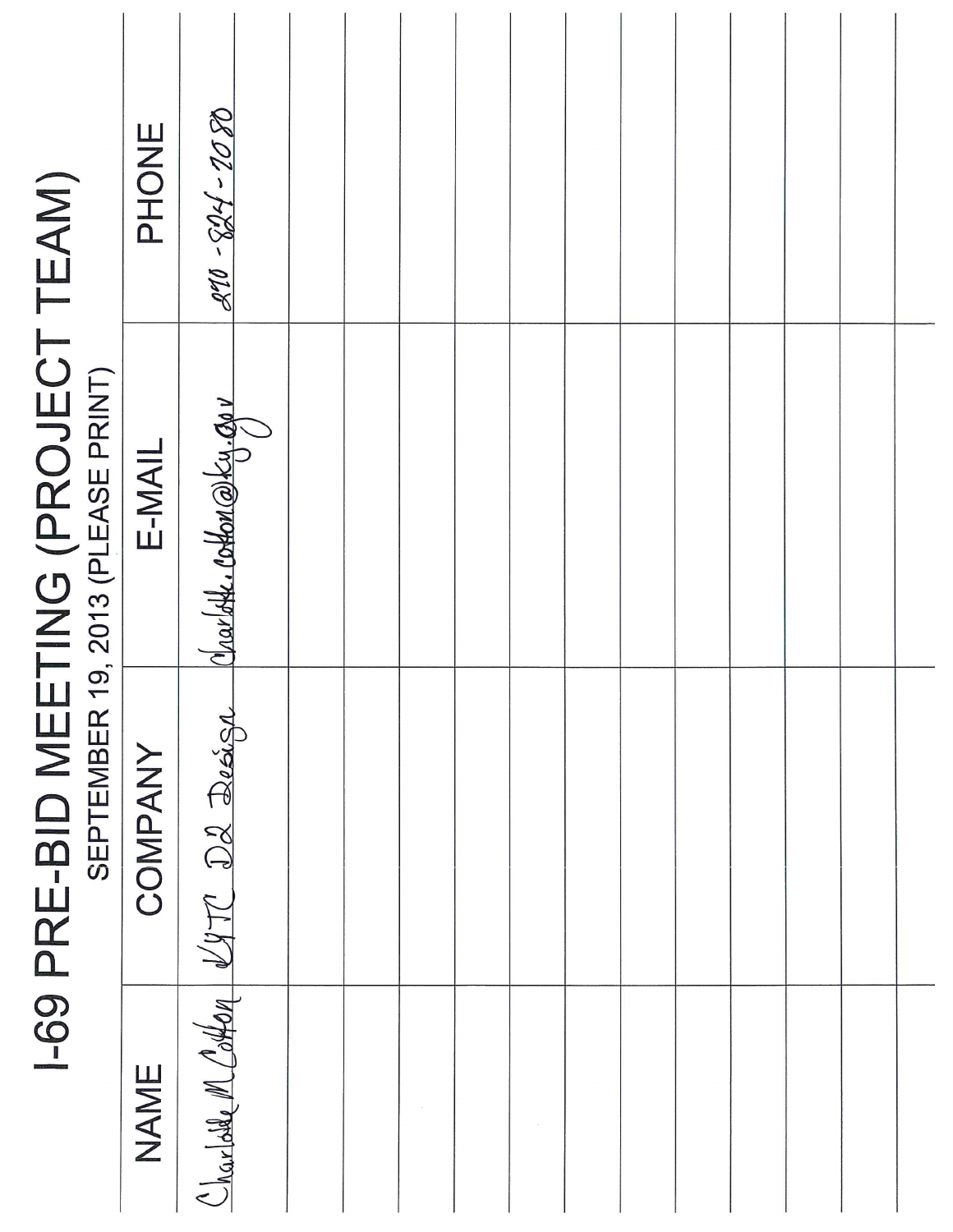# I-69 PRE-BID MEETING (PROJECT TEAM)

SEPTEMBER 19, 2013 (PLEASE PRINT)

| NAME | COMPANY | E-MAIL | PHONE |
| --- | --- | --- | --- |
| Charlotte M Cotton | KYTC D2 Design | charlotte.cotton@ky.gov | 270-824-7080 |
| | | | |
| | | | |
| | | | |
| | | | |
| | | | |
| | | | |
| | | | |
| | | | |
| | | | |
| | | | |
| | | | |
| | | | |
| | | | |